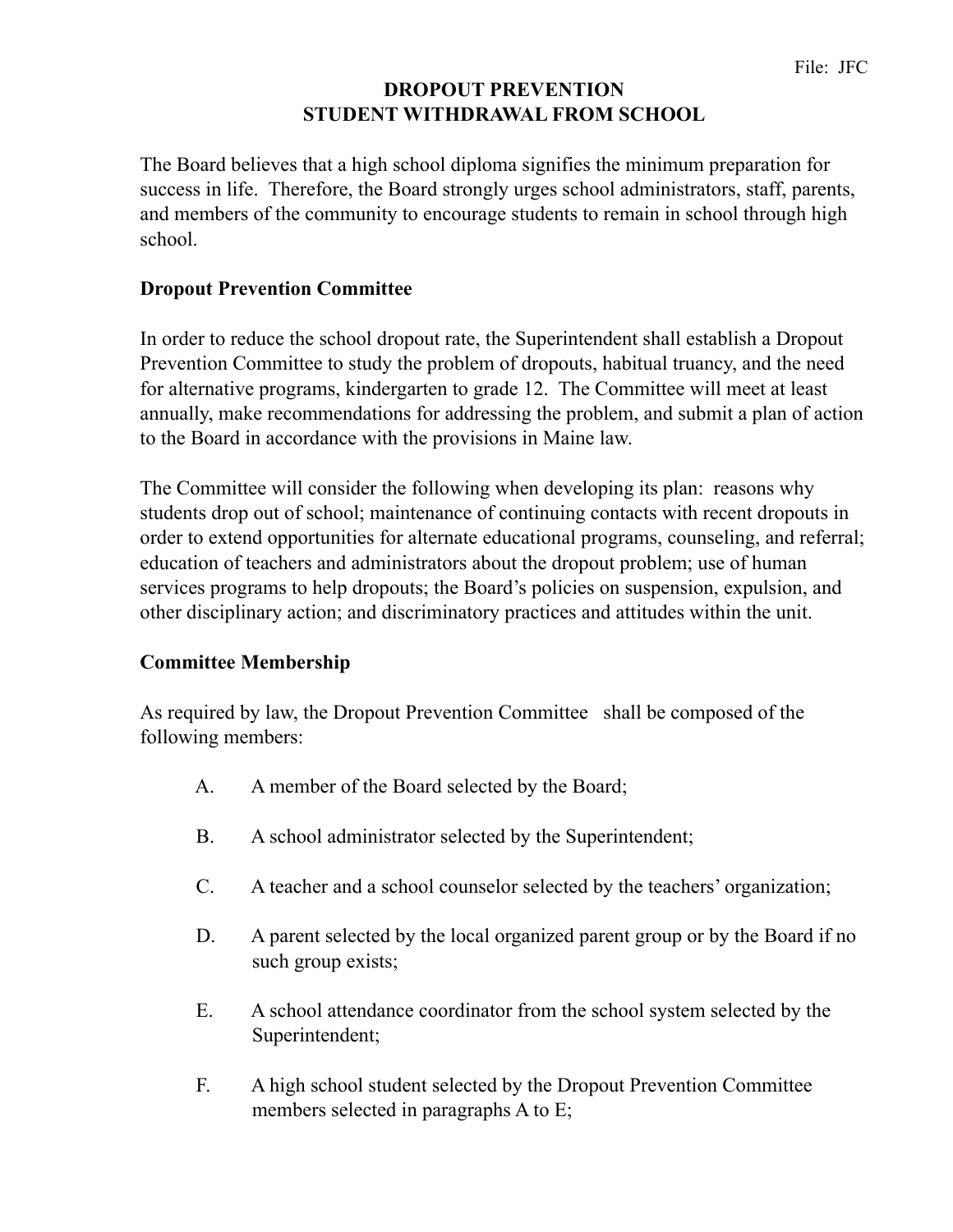File: JFC

# DROPOUT PREVENTION
# STUDENT WITHDRAWAL FROM SCHOOL

The Board believes that a high school diploma signifies the minimum preparation for success in life. Therefore, the Board strongly urges school administrators, staff, parents, and members of the community to encourage students to remain in school through high school.

## Dropout Prevention Committee

In order to reduce the school dropout rate, the Superintendent shall establish a Dropout Prevention Committee to study the problem of dropouts, habitual truancy, and the need for alternative programs, kindergarten to grade 12. The Committee will meet at least annually, make recommendations for addressing the problem, and submit a plan of action to the Board in accordance with the provisions in Maine law.

The Committee will consider the following when developing its plan: reasons why students drop out of school; maintenance of continuing contacts with recent dropouts in order to extend opportunities for alternate educational programs, counseling, and referral; education of teachers and administrators about the dropout problem; use of human services programs to help dropouts; the Board's policies on suspension, expulsion, and other disciplinary action; and discriminatory practices and attitudes within the unit.

## Committee Membership

As required by law, the Dropout Prevention Committee shall be composed of the following members:

A. A member of the Board selected by the Board;

B. A school administrator selected by the Superintendent;

C. A teacher and a school counselor selected by the teachers' organization;

D. A parent selected by the local organized parent group or by the Board if no such group exists;

E. A school attendance coordinator from the school system selected by the Superintendent;

F. A high school student selected by the Dropout Prevention Committee members selected in paragraphs A to E;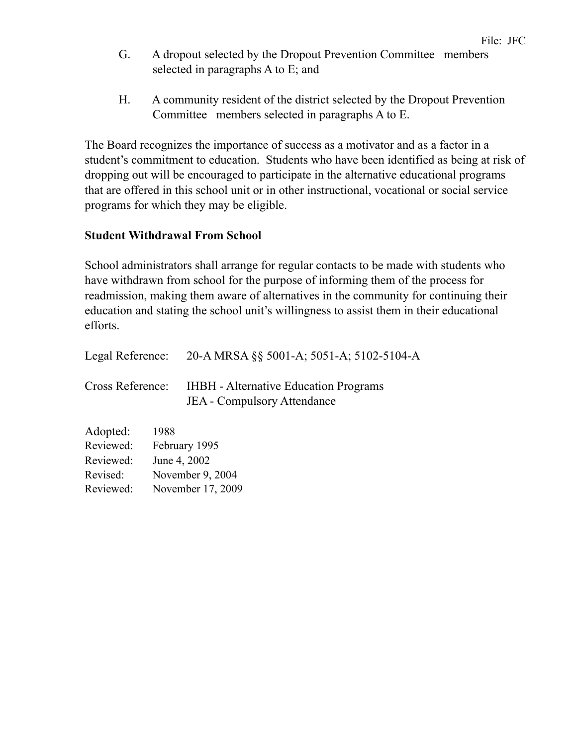G. A dropout selected by the Dropout Prevention Committee members selected in paragraphs A to E; and

H. A community resident of the district selected by the Dropout Prevention Committee members selected in paragraphs A to E.

The Board recognizes the importance of success as a motivator and as a factor in a student's commitment to education. Students who have been identified as being at risk of dropping out will be encouraged to participate in the alternative educational programs that are offered in this school unit or in other instructional, vocational or social service programs for which they may be eligible.

**Student Withdrawal From School**

School administrators shall arrange for regular contacts to be made with students who have withdrawn from school for the purpose of informing them of the process for readmission, making them aware of alternatives in the community for continuing their education and stating the school unit's willingness to assist them in their educational efforts.

Legal Reference: 20-A MRSA §§ 5001-A; 5051-A; 5102-5104-A

Cross Reference: IHBH - Alternative Education Programs
JEA - Compulsory Attendance

Adopted: 1988
Reviewed: February 1995
Reviewed: June 4, 2002
Revised: November 9, 2004
Reviewed: November 17, 2009